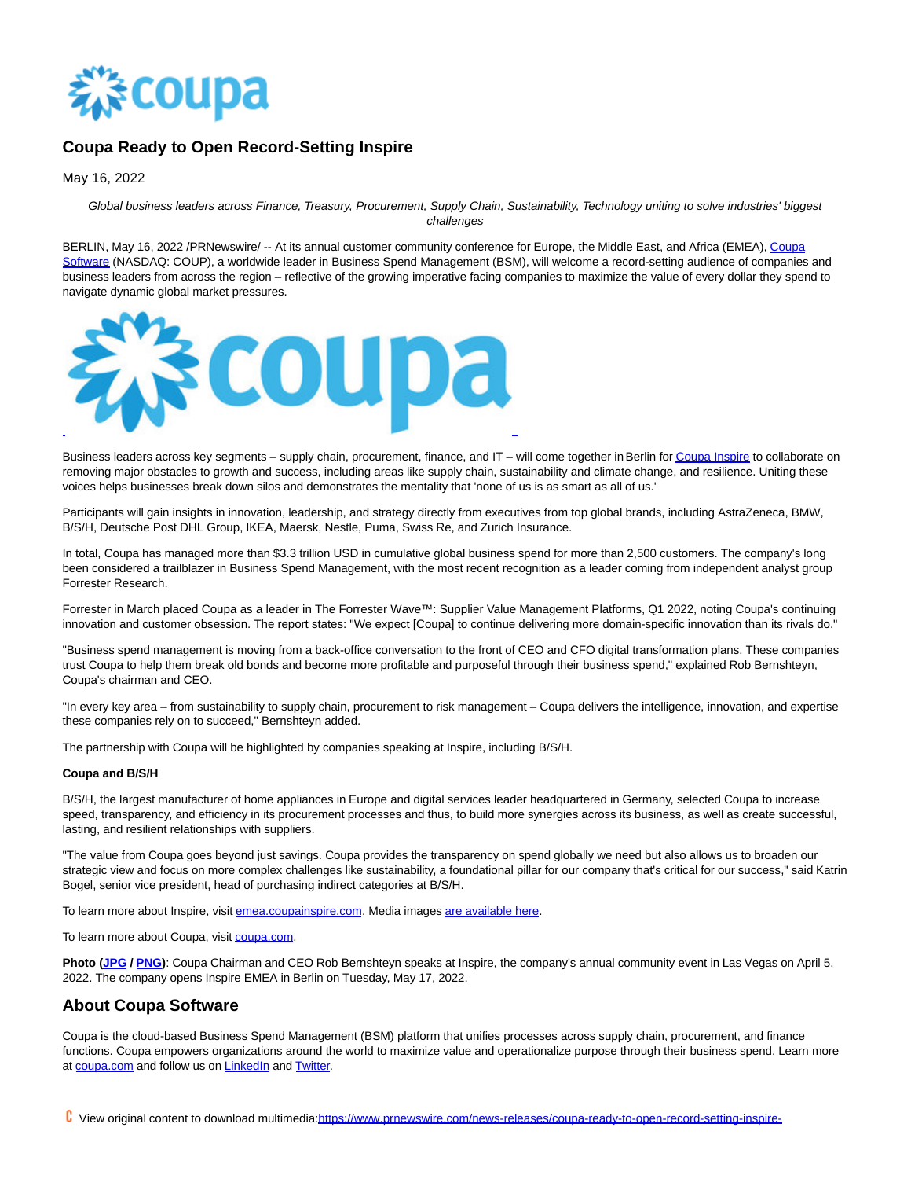## Coupa Ready to Open Record-Setting Inspire

May 16, 2022

*Global business leaders across Finance, Treasury, Procurement, Supply Chain, Sustainability, Technology uniting to solve industries' biggest challenges*

BERLIN, May 16, 2022 /PRNewswire/ -- At its annual customer community conference for Europe, the Middle East, and Africa (EMEA), Coupa Software (NASDAQ: COUP), a worldwide leader in Business Spend Management (BSM), will welcome a record-setting audience of companies and business leaders from across the region – reflective of the growing imperative facing companies to maximize the value of every dollar they spend to navigate dynamic global market pressures.

Business leaders across key segments – supply chain, procurement, finance, and IT – will come together in Berlin for Coupa Inspire to collaborate on removing major obstacles to growth and success, including areas like supply chain, sustainability and climate change, and resilience. Uniting these voices helps businesses break down silos and demonstrates the mentality that 'none of us is as smart as all of us.'

Participants will gain insights in innovation, leadership, and strategy directly from executives from top global brands, including AstraZeneca, BMW, B/S/H, Deutsche Post DHL Group, IKEA, Maersk, Nestle, Puma, Swiss Re, and Zurich Insurance.

In total, Coupa has managed more than $3.3 trillion USD in cumulative global business spend for more than 2,500 customers. The company's long been considered a trailblazer in Business Spend Management, with the most recent recognition as a leader coming from independent analyst group Forrester Research.

Forrester in March placed Coupa as a leader in The Forrester Wave™: Supplier Value Management Platforms, Q1 2022, noting Coupa's continuing innovation and customer obsession. The report states: "We expect [Coupa] to continue delivering more domain-specific innovation than its rivals do."

"Business spend management is moving from a back-office conversation to the front of CEO and CFO digital transformation plans. These companies trust Coupa to help them break old bonds and become more profitable and purposeful through their business spend," explained Rob Bernshteyn, Coupa's chairman and CEO.

"In every key area – from sustainability to supply chain, procurement to risk management – Coupa delivers the intelligence, innovation, and expertise these companies rely on to succeed," Bernshteyn added.

The partnership with Coupa will be highlighted by companies speaking at Inspire, including B/S/H.

**Coupa and B/S/H**

B/S/H, the largest manufacturer of home appliances in Europe and digital services leader headquartered in Germany, selected Coupa to increase speed, transparency, and efficiency in its procurement processes and thus, to build more synergies across its business, as well as create successful, lasting, and resilient relationships with suppliers.

"The value from Coupa goes beyond just savings. Coupa provides the transparency on spend globally we need but also allows us to broaden our strategic view and focus on more complex challenges like sustainability, a foundational pillar for our company that's critical for our success," said Katrin Bogel, senior vice president, head of purchasing indirect categories at B/S/H.

To learn more about Inspire, visit emea.coupainspire.com. Media images are available here.

To learn more about Coupa, visit coupa.com.

**Photo (JPG / PNG)**: Coupa Chairman and CEO Rob Bernshteyn speaks at Inspire, the company's annual community event in Las Vegas on April 5, 2022. The company opens Inspire EMEA in Berlin on Tuesday, May 17, 2022.

## About Coupa Software

Coupa is the cloud-based Business Spend Management (BSM) platform that unifies processes across supply chain, procurement, and finance functions. Coupa empowers organizations around the world to maximize value and operationalize purpose through their business spend. Learn more at coupa.com and follow us on LinkedIn and Twitter.

View original content to download multimedia:https://www.prnewswire.com/news-releases/coupa-ready-to-open-record-setting-inspire-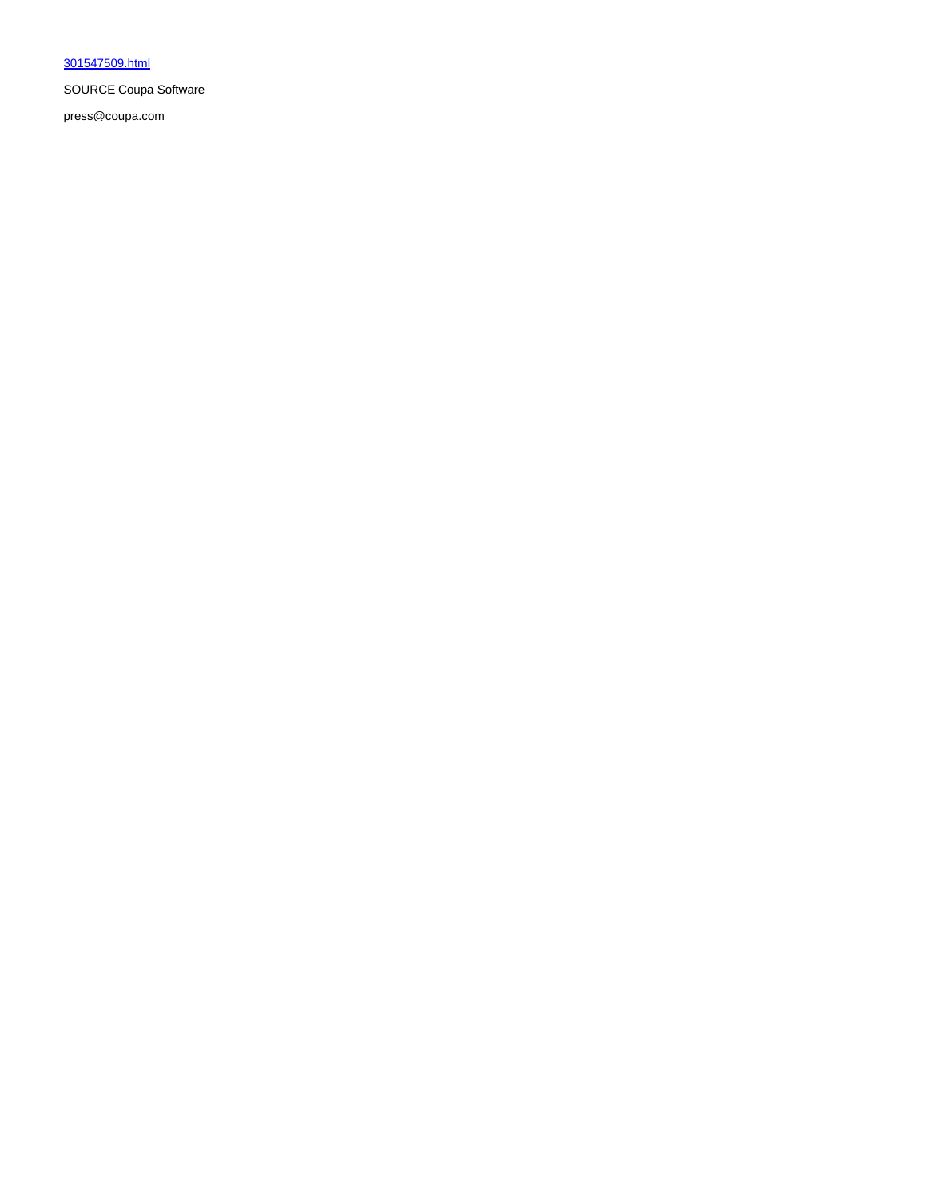[301547509.html](301547509.html)

SOURCE Coupa Software

press@coupa.com